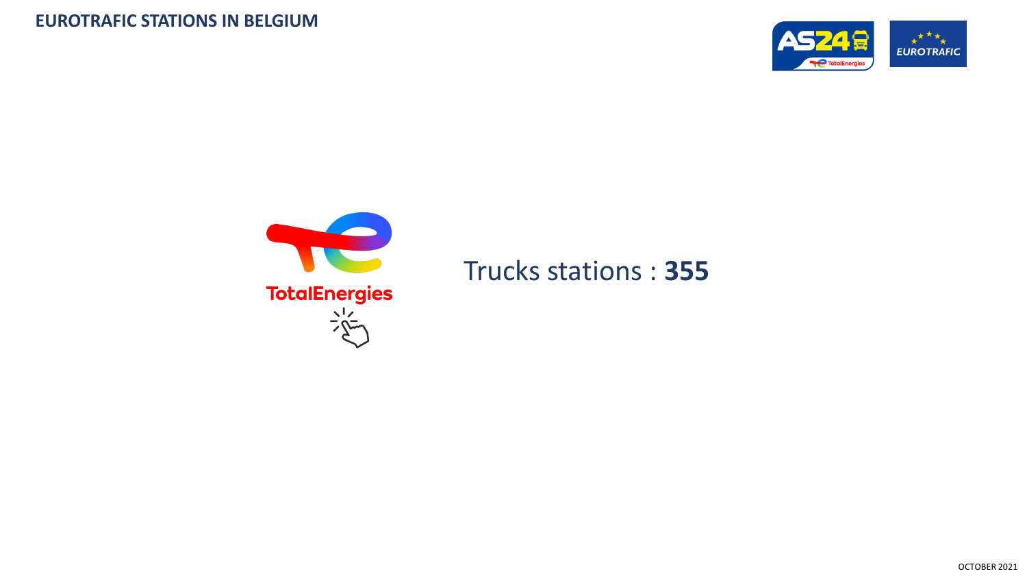# EUROTRAFIC STATIONS IN BELGIUM

AS24 TotalEnergies

EUROTRAFIC

TotalEnergies

Trucks stations : **355**

OCTOBER 2021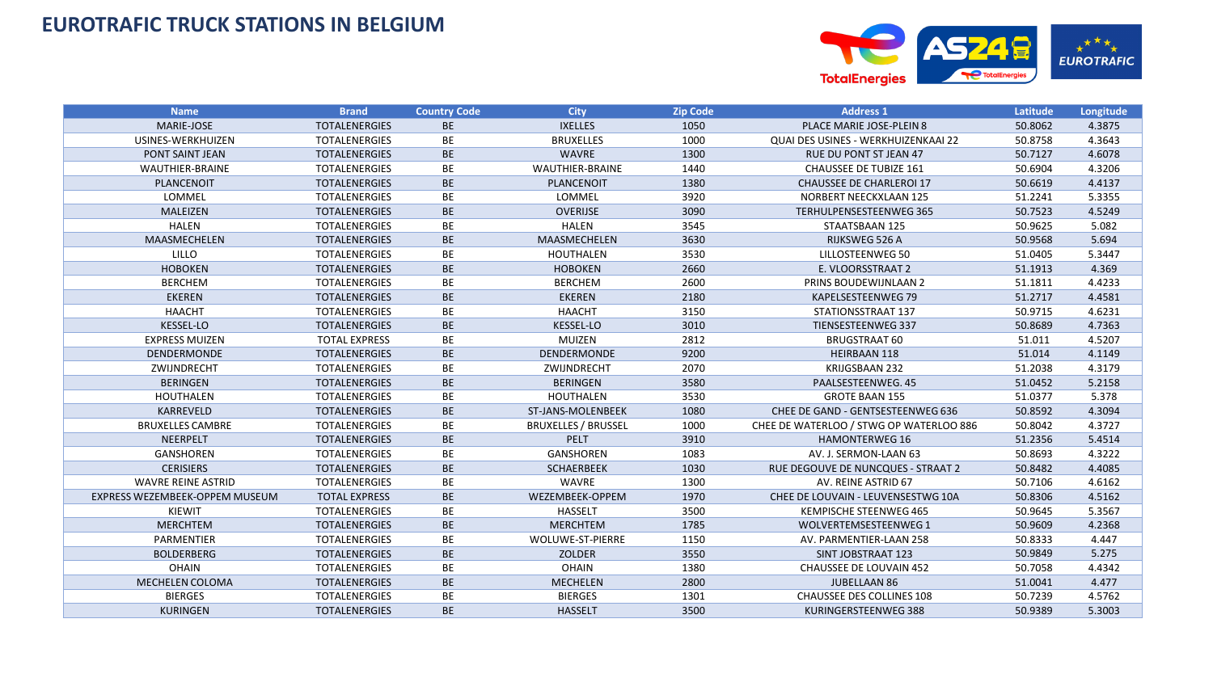# EUROTRAFIC TRUCK STATIONS IN BELGIUM

| Name | Brand | Country Code | City | Zip Code | Address 1 | Latitude | Longitude |
|---|---|---|---|---|---|---|---|
| MARIE-JOSE | TOTALENERGIES | BE | IXELLES | 1050 | PLACE MARIE JOSE-PLEIN 8 | 50.8062 | 4.3875 |
| USINES-WERKHUIZEN | TOTALENERGIES | BE | BRUXELLES | 1000 | QUAI DES USINES - WERKHUIZENKAAI 22 | 50.8758 | 4.3643 |
| PONT SAINT JEAN | TOTALENERGIES | BE | WAVRE | 1300 | RUE DU PONT ST JEAN 47 | 50.7127 | 4.6078 |
| WAUTHIER-BRAINE | TOTALENERGIES | BE | WAUTHIER-BRAINE | 1440 | CHAUSSEE DE TUBIZE 161 | 50.6904 | 4.3206 |
| PLANCENOIT | TOTALENERGIES | BE | PLANCENOIT | 1380 | CHAUSSEE DE CHARLEROI 17 | 50.6619 | 4.4137 |
| LOMMEL | TOTALENERGIES | BE | LOMMEL | 3920 | NORBERT NEECKXLAAN 125 | 51.2241 | 5.3355 |
| MALEIZEN | TOTALENERGIES | BE | OVERIJSE | 3090 | TERHULPENSESTEENWEG 365 | 50.7523 | 4.5249 |
| HALEN | TOTALENERGIES | BE | HALEN | 3545 | STAATSBAAN 125 | 50.9625 | 5.082 |
| MAASMECHELEN | TOTALENERGIES | BE | MAASMECHELEN | 3630 | RIJKSWEG 526 A | 50.9568 | 5.694 |
| LILLO | TOTALENERGIES | BE | HOUTHALEN | 3530 | LILLOSTEENWEG 50 | 51.0405 | 5.3447 |
| HOBOKEN | TOTALENERGIES | BE | HOBOKEN | 2660 | E. VLOORSSTRAAT 2 | 51.1913 | 4.369 |
| BERCHEM | TOTALENERGIES | BE | BERCHEM | 2600 | PRINS BOUDEWIJNLAAN 2 | 51.1811 | 4.4233 |
| EKEREN | TOTALENERGIES | BE | EKEREN | 2180 | KAPELSESTEENWEG 79 | 51.2717 | 4.4581 |
| HAACHT | TOTALENERGIES | BE | HAACHT | 3150 | STATIONSSTRAAT 137 | 50.9715 | 4.6231 |
| KESSEL-LO | TOTALENERGIES | BE | KESSEL-LO | 3010 | TIENSESTEENWEG 337 | 50.8689 | 4.7363 |
| EXPRESS MUIZEN | TOTAL EXPRESS | BE | MUIZEN | 2812 | BRUGSTRAAT 60 | 51.011 | 4.5207 |
| DENDERMONDE | TOTALENERGIES | BE | DENDERMONDE | 9200 | HEIRBAAN 118 | 51.014 | 4.1149 |
| ZWIJNDRECHT | TOTALENERGIES | BE | ZWIJNDRECHT | 2070 | KRIJGSBAAN 232 | 51.2038 | 4.3179 |
| BERINGEN | TOTALENERGIES | BE | BERINGEN | 3580 | PAALSESTEENWEG. 45 | 51.0452 | 5.2158 |
| HOUTHALEN | TOTALENERGIES | BE | HOUTHALEN | 3530 | GROTE BAAN 155 | 51.0377 | 5.378 |
| KARREVELD | TOTALENERGIES | BE | ST-JANS-MOLENBEEK | 1080 | CHEE DE GAND - GENTSESTEENWEG 636 | 50.8592 | 4.3094 |
| BRUXELLES CAMBRE | TOTALENERGIES | BE | BRUXELLES / BRUSSEL | 1000 | CHEE DE WATERLOO / STWG OP WATERLOO 886 | 50.8042 | 4.3727 |
| NEERPELT | TOTALENERGIES | BE | PELT | 3910 | HAMONTERWEG 16 | 51.2356 | 5.4514 |
| GANSHOREN | TOTALENERGIES | BE | GANSHOREN | 1083 | AV. J. SERMON-LAAN 63 | 50.8693 | 4.3222 |
| CERISIERS | TOTALENERGIES | BE | SCHAERBEEK | 1030 | RUE DEGOUVE DE NUNCQUES - STRAAT 2 | 50.8482 | 4.4085 |
| WAVRE REINE ASTRID | TOTALENERGIES | BE | WAVRE | 1300 | AV. REINE ASTRID 67 | 50.7106 | 4.6162 |
| EXPRESS WEZEMBEEK-OPPEM MUSEUM | TOTAL EXPRESS | BE | WEZEMBEEK-OPPEM | 1970 | CHEE DE LOUVAIN - LEUVENSESTWG 10A | 50.8306 | 4.5162 |
| KIEWIT | TOTALENERGIES | BE | HASSELT | 3500 | KEMPISCHE STEENWEG 465 | 50.9645 | 5.3567 |
| MERCHTEM | TOTALENERGIES | BE | MERCHTEM | 1785 | WOLVERTEMSESTEENWEG 1 | 50.9609 | 4.2368 |
| PARMENTIER | TOTALENERGIES | BE | WOLUWE-ST-PIERRE | 1150 | AV. PARMENTIER-LAAN 258 | 50.8333 | 4.447 |
| BOLDERBERG | TOTALENERGIES | BE | ZOLDER | 3550 | SINT JOBSTRAAT 123 | 50.9849 | 5.275 |
| OHAIN | TOTALENERGIES | BE | OHAIN | 1380 | CHAUSSEE DE LOUVAIN 452 | 50.7058 | 4.4342 |
| MECHELEN COLOMA | TOTALENERGIES | BE | MECHELEN | 2800 | JUBELLAAN 86 | 51.0041 | 4.477 |
| BIERGES | TOTALENERGIES | BE | BIERGES | 1301 | CHAUSSEE DES COLLINES 108 | 50.7239 | 4.5762 |
| KURINGEN | TOTALENERGIES | BE | HASSELT | 3500 | KURINGERSTEENWEG 388 | 50.9389 | 5.3003 |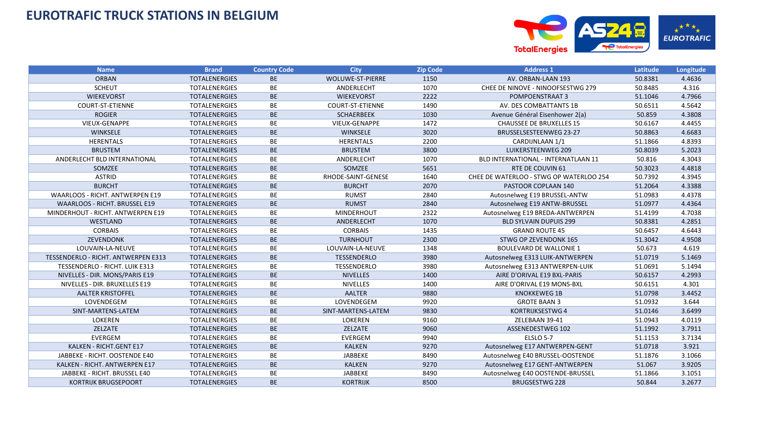# EUROTRAFIC TRUCK STATIONS IN BELGIUM

| Name | Brand | Country Code | City | Zip Code | Address 1 | Latitude | Longitude |
|---|---|---|---|---|---|---|---|
| ORBAN | TOTALENERGIES | BE | WOLUWE-ST-PIERRE | 1150 | AV. ORBAN-LAAN 193 | 50.8381 | 4.4636 |
| SCHEUT | TOTALENERGIES | BE | ANDERLECHT | 1070 | CHEE DE NINOVE - NINOOFSESTWG 279 | 50.8485 | 4.316 |
| WIEKEVORST | TOTALENERGIES | BE | WIEKEVORST | 2222 | POMPOENSTRAAT 3 | 51.1046 | 4.7966 |
| COURT-ST-ETIENNE | TOTALENERGIES | BE | COURT-ST-ETIENNE | 1490 | AV. DES COMBATTANTS 1B | 50.6511 | 4.5642 |
| ROGIER | TOTALENERGIES | BE | SCHAERBEEK | 1030 | Avenue Général Eisenhower 2(a) | 50.859 | 4.3808 |
| VIEUX-GENAPPE | TOTALENERGIES | BE | VIEUX-GENAPPE | 1472 | CHAUSSEE DE BRUXELLES 15 | 50.6167 | 4.4455 |
| WINKSELE | TOTALENERGIES | BE | WINKSELE | 3020 | BRUSSELSESTEENWEG 23-27 | 50.8863 | 4.6683 |
| HERENTALS | TOTALENERGIES | BE | HERENTALS | 2200 | CARDIJNLAAN 1/1 | 51.1866 | 4.8393 |
| BRUSTEM | TOTALENERGIES | BE | BRUSTEM | 3800 | LUIKERSTEENWEG 209 | 50.8039 | 5.2023 |
| ANDERLECHT BLD INTERNATIONAL | TOTALENERGIES | BE | ANDERLECHT | 1070 | BLD INTERNATIONAL - INTERNATLAAN 11 | 50.816 | 4.3043 |
| SOMZEE | TOTALENERGIES | BE | SOMZEE | 5651 | RTE DE COUVIN 61 | 50.3023 | 4.4818 |
| ASTRID | TOTALENERGIES | BE | RHODE-SAINT-GENESE | 1640 | CHEE DE WATERLOO - STWG OP WATERLOO 254 | 50.7392 | 4.3945 |
| BURCHT | TOTALENERGIES | BE | BURCHT | 2070 | PASTOOR COPLAAN 140 | 51.2064 | 4.3388 |
| WAARLOOS - RICHT. ANTWERPEN E19 | TOTALENERGIES | BE | RUMST | 2840 | Autosnelweg E19 BRUSSEL-ANTW | 51.0983 | 4.4378 |
| WAARLOOS - RICHT. BRUSSEL E19 | TOTALENERGIES | BE | RUMST | 2840 | Autosnelweg E19 ANTW-BRUSSEL | 51.0977 | 4.4364 |
| MINDERHOUT - RICHT. ANTWERPEN E19 | TOTALENERGIES | BE | MINDERHOUT | 2322 | Autosnelweg E19 BREDA-ANTWERPEN | 51.4199 | 4.7038 |
| WESTLAND | TOTALENERGIES | BE | ANDERLECHT | 1070 | BLD SYLVAIN DUPUIS 299 | 50.8381 | 4.2851 |
| CORBAIS | TOTALENERGIES | BE | CORBAIS | 1435 | GRAND ROUTE 45 | 50.6457 | 4.6443 |
| ZEVENDONK | TOTALENERGIES | BE | TURNHOUT | 2300 | STWG OP ZEVENDONK 165 | 51.3042 | 4.9508 |
| LOUVAIN-LA-NEUVE | TOTALENERGIES | BE | LOUVAIN-LA-NEUVE | 1348 | BOULEVARD DE WALLONIE 1 | 50.673 | 4.619 |
| TESSENDERLO - RICHT. ANTWERPEN E313 | TOTALENERGIES | BE | TESSENDERLO | 3980 | Autosnelweg E313 LUIK-ANTWERPEN | 51.0719 | 5.1469 |
| TESSENDERLO - RICHT. LUIK E313 | TOTALENERGIES | BE | TESSENDERLO | 3980 | Autosnelweg E313 ANTWERPEN-LUIK | 51.0691 | 5.1494 |
| NIVELLES - DIR. MONS/PARIS E19 | TOTALENERGIES | BE | NIVELLES | 1400 | AIRE D'ORIVAL E19 BXL-PARIS | 50.6157 | 4.2993 |
| NIVELLES - DIR. BRUXELLES E19 | TOTALENERGIES | BE | NIVELLES | 1400 | AIRE D'ORIVAL E19 MONS-BXL | 50.6151 | 4.301 |
| AALTER KRISTOFFEL | TOTALENERGIES | BE | AALTER | 9880 | KNOKKEWEG 1B | 51.0798 | 3.4452 |
| LOVENDEGEM | TOTALENERGIES | BE | LOVENDEGEM | 9920 | GROTE BAAN 3 | 51.0932 | 3.644 |
| SINT-MARTENS-LATEM | TOTALENERGIES | BE | SINT-MARTENS-LATEM | 9830 | KORTRIJKSESTWG 4 | 51.0146 | 3.6499 |
| LOKEREN | TOTALENERGIES | BE | LOKEREN | 9160 | ZELEBAAN 39-41 | 51.0943 | 4.0119 |
| ZELZATE | TOTALENERGIES | BE | ZELZATE | 9060 | ASSENEDESTWEG 102 | 51.1992 | 3.7911 |
| EVERGEM | TOTALENERGIES | BE | EVERGEM | 9940 | ELSLO 5-7 | 51.1153 | 3.7134 |
| KALKEN - RICHT.GENT E17 | TOTALENERGIES | BE | KALKEN | 9270 | Autosnelweg E17 ANTWERPEN-GENT | 51.0718 | 3.921 |
| JABBEKE - RICHT. OOSTENDE E40 | TOTALENERGIES | BE | JABBEKE | 8490 | Autosnelweg E40 BRUSSEL-OOSTENDE | 51.1876 | 3.1066 |
| KALKEN - RICHT. ANTWERPEN E17 | TOTALENERGIES | BE | KALKEN | 9270 | Autosnelweg E17 GENT-ANTWERPEN | 51.067 | 3.9205 |
| JABBEKE - RICHT. BRUSSEL E40 | TOTALENERGIES | BE | JABBEKE | 8490 | Autosnelweg E40 OOSTENDE-BRUSSEL | 51.1866 | 3.1051 |
| KORTRIJK BRUGSEPOORT | TOTALENERGIES | BE | KORTRIJK | 8500 | BRUGSESTWG 228 | 50.844 | 3.2677 |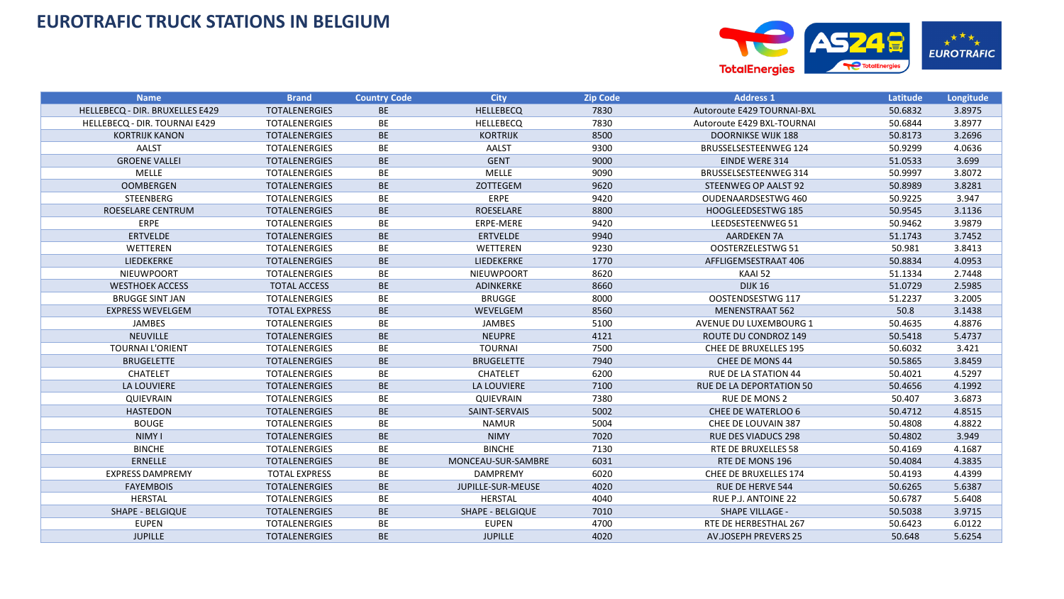# EUROTRAFIC TRUCK STATIONS IN BELGIUM

| Name | Brand | Country Code | City | Zip Code | Address 1 | Latitude | Longitude |
|---|---|---|---|---|---|---|---|
| HELLEBECQ - DIR. BRUXELLES E429 | TOTALENERGIES | BE | HELLEBECQ | 7830 | Autoroute E429 TOURNAI-BXL | 50.6832 | 3.8975 |
| HELLEBECQ - DIR. TOURNAI E429 | TOTALENERGIES | BE | HELLEBECQ | 7830 | Autoroute E429 BXL-TOURNAI | 50.6844 | 3.8977 |
| KORTRIJK KANON | TOTALENERGIES | BE | KORTRIJK | 8500 | DOORNIKSE WIJK 188 | 50.8173 | 3.2696 |
| AALST | TOTALENERGIES | BE | AALST | 9300 | BRUSSELSESTEENWEG 124 | 50.9299 | 4.0636 |
| GROENE VALLEI | TOTALENERGIES | BE | GENT | 9000 | EINDE WERE 314 | 51.0533 | 3.699 |
| MELLE | TOTALENERGIES | BE | MELLE | 9090 | BRUSSELSESTEENWEG 314 | 50.9997 | 3.8072 |
| OOMBERGEN | TOTALENERGIES | BE | ZOTTEGEM | 9620 | STEENWEG OP AALST 92 | 50.8989 | 3.8281 |
| STEENBERG | TOTALENERGIES | BE | ERPE | 9420 | OUDENAARDSESTWG 460 | 50.9225 | 3.947 |
| ROESELARE CENTRUM | TOTALENERGIES | BE | ROESELARE | 8800 | HOOGLEEDSESTWG 185 | 50.9545 | 3.1136 |
| ERPE | TOTALENERGIES | BE | ERPE-MERE | 9420 | LEEDSESTEENWEG 51 | 50.9462 | 3.9879 |
| ERTVELDE | TOTALENERGIES | BE | ERTVELDE | 9940 | AARDEKEN 7A | 51.1743 | 3.7452 |
| WETTEREN | TOTALENERGIES | BE | WETTEREN | 9230 | OOSTERZELESTWG 51 | 50.981 | 3.8413 |
| LIEDEKERKE | TOTALENERGIES | BE | LIEDEKERKE | 1770 | AFFLIGEMSESTRAAT 406 | 50.8834 | 4.0953 |
| NIEUWPOORT | TOTALENERGIES | BE | NIEUWPOORT | 8620 | KAAI 52 | 51.1334 | 2.7448 |
| WESTHOEK ACCESS | TOTAL ACCESS | BE | ADINKERKE | 8660 | DIJK 16 | 51.0729 | 2.5985 |
| BRUGGE SINT JAN | TOTALENERGIES | BE | BRUGGE | 8000 | OOSTENDSESTWG 117 | 51.2237 | 3.2005 |
| EXPRESS WEVELGEM | TOTAL EXPRESS | BE | WEVELGEM | 8560 | MENENSTRAAT 562 | 50.8 | 3.1438 |
| JAMBES | TOTALENERGIES | BE | JAMBES | 5100 | AVENUE DU LUXEMBOURG 1 | 50.4635 | 4.8876 |
| NEUVILLE | TOTALENERGIES | BE | NEUPRE | 4121 | ROUTE DU CONDROZ 149 | 50.5418 | 5.4737 |
| TOURNAI L'ORIENT | TOTALENERGIES | BE | TOURNAI | 7500 | CHEE DE BRUXELLES 195 | 50.6032 | 3.421 |
| BRUGELETTE | TOTALENERGIES | BE | BRUGELETTE | 7940 | CHEE DE MONS 44 | 50.5865 | 3.8459 |
| CHATELET | TOTALENERGIES | BE | CHATELET | 6200 | RUE DE LA STATION 44 | 50.4021 | 4.5297 |
| LA LOUVIERE | TOTALENERGIES | BE | LA LOUVIERE | 7100 | RUE DE LA DEPORTATION 50 | 50.4656 | 4.1992 |
| QUIEVRAIN | TOTALENERGIES | BE | QUIEVRAIN | 7380 | RUE DE MONS 2 | 50.407 | 3.6873 |
| HASTEDON | TOTALENERGIES | BE | SAINT-SERVAIS | 5002 | CHEE DE WATERLOO 6 | 50.4712 | 4.8515 |
| BOUGE | TOTALENERGIES | BE | NAMUR | 5004 | CHEE DE LOUVAIN 387 | 50.4808 | 4.8822 |
| NIMY I | TOTALENERGIES | BE | NIMY | 7020 | RUE DES VIADUCS 298 | 50.4802 | 3.949 |
| BINCHE | TOTALENERGIES | BE | BINCHE | 7130 | RTE DE BRUXELLES 58 | 50.4169 | 4.1687 |
| ERNELLE | TOTALENERGIES | BE | MONCEAU-SUR-SAMBRE | 6031 | RTE DE MONS 196 | 50.4084 | 4.3835 |
| EXPRESS DAMPREMY | TOTAL EXPRESS | BE | DAMPREMY | 6020 | CHEE DE BRUXELLES 174 | 50.4193 | 4.4399 |
| FAYEMBOIS | TOTALENERGIES | BE | JUPILLE-SUR-MEUSE | 4020 | RUE DE HERVE 544 | 50.6265 | 5.6387 |
| HERSTAL | TOTALENERGIES | BE | HERSTAL | 4040 | RUE P.J. ANTOINE 22 | 50.6787 | 5.6408 |
| SHAPE - BELGIQUE | TOTALENERGIES | BE | SHAPE - BELGIQUE | 7010 | SHAPE VILLAGE - | 50.5038 | 3.9715 |
| EUPEN | TOTALENERGIES | BE | EUPEN | 4700 | RTE DE HERBESTHAL 267 | 50.6423 | 6.0122 |
| JUPILLE | TOTALENERGIES | BE | JUPILLE | 4020 | AV.JOSEPH PREVERS 25 | 50.648 | 5.6254 |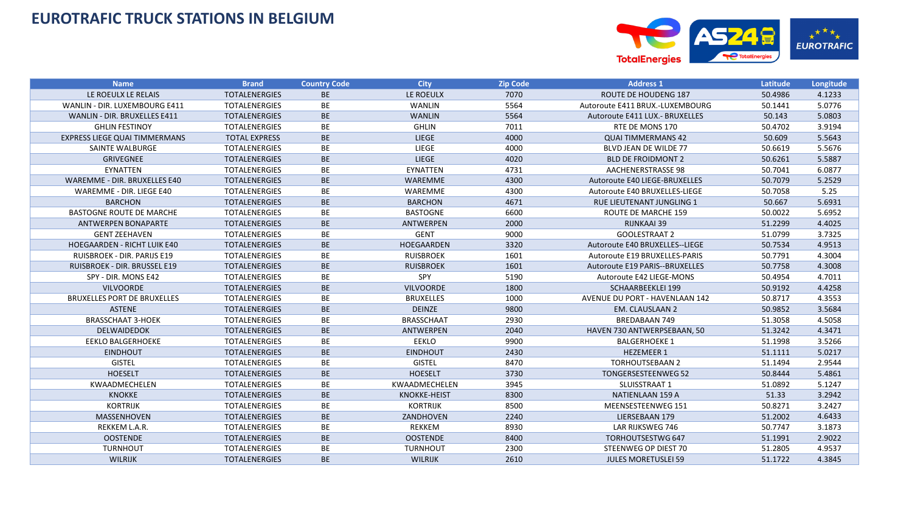# EUROTRAFIC TRUCK STATIONS IN BELGIUM

| Name | Brand | Country Code | City | Zip Code | Address 1 | Latitude | Longitude |
|---|---|---|---|---|---|---|---|
| LE ROEULX LE RELAIS | TOTALENERGIES | BE | LE ROEULX | 7070 | ROUTE DE HOUDENG 187 | 50.4986 | 4.1233 |
| WANLIN - DIR. LUXEMBOURG E411 | TOTALENERGIES | BE | WANLIN | 5564 | Autoroute E411 BRUX.-LUXEMBOURG | 50.1441 | 5.0776 |
| WANLIN - DIR. BRUXELLES E411 | TOTALENERGIES | BE | WANLIN | 5564 | Autoroute E411 LUX.- BRUXELLES | 50.143 | 5.0803 |
| GHLIN FESTINOY | TOTALENERGIES | BE | GHLIN | 7011 | RTE DE MONS 170 | 50.4702 | 3.9194 |
| EXPRESS LIEGE QUAI TIMMERMANS | TOTAL EXPRESS | BE | LIEGE | 4000 | QUAI TIMMERMANS 42 | 50.609 | 5.5643 |
| SAINTE WALBURGE | TOTALENERGIES | BE | LIEGE | 4000 | BLVD JEAN DE WILDE 77 | 50.6619 | 5.5676 |
| GRIVEGNEE | TOTALENERGIES | BE | LIEGE | 4020 | BLD DE FROIDMONT 2 | 50.6261 | 5.5887 |
| EYNATTEN | TOTALENERGIES | BE | EYNATTEN | 4731 | AACHENERSTRASSE 98 | 50.7041 | 6.0877 |
| WAREMME - DIR. BRUXELLES E40 | TOTALENERGIES | BE | WAREMME | 4300 | Autoroute E40 LIEGE-BRUXELLES | 50.7079 | 5.2529 |
| WAREMME - DIR. LIEGE E40 | TOTALENERGIES | BE | WAREMME | 4300 | Autoroute E40 BRUXELLES-LIEGE | 50.7058 | 5.25 |
| BARCHON | TOTALENERGIES | BE | BARCHON | 4671 | RUE LIEUTENANT JUNGLING 1 | 50.667 | 5.6931 |
| BASTOGNE ROUTE DE MARCHE | TOTALENERGIES | BE | BASTOGNE | 6600 | ROUTE DE MARCHE 159 | 50.0022 | 5.6952 |
| ANTWERPEN BONAPARTE | TOTALENERGIES | BE | ANTWERPEN | 2000 | RIJNKAAI 39 | 51.2299 | 4.4025 |
| GENT ZEEHAVEN | TOTALENERGIES | BE | GENT | 9000 | GOOLESTRAAT 2 | 51.0799 | 3.7325 |
| HOEGAARDEN - RICHT LUIK E40 | TOTALENERGIES | BE | HOEGAARDEN | 3320 | Autoroute E40 BRUXELLES--LIEGE | 50.7534 | 4.9513 |
| RUISBROEK - DIR. PARIJS E19 | TOTALENERGIES | BE | RUISBROEK | 1601 | Autoroute E19 BRUXELLES-PARIS | 50.7791 | 4.3004 |
| RUISBROEK - DIR. BRUSSEL E19 | TOTALENERGIES | BE | RUISBROEK | 1601 | Autoroute E19 PARIS--BRUXELLES | 50.7758 | 4.3008 |
| SPY - DIR. MONS E42 | TOTALENERGIES | BE | SPY | 5190 | Autoroute E42 LIEGE-MONS | 50.4954 | 4.7011 |
| VILVOORDE | TOTALENERGIES | BE | VILVOORDE | 1800 | SCHAARBEEKLEI 199 | 50.9192 | 4.4258 |
| BRUXELLES PORT DE BRUXELLES | TOTALENERGIES | BE | BRUXELLES | 1000 | AVENUE DU PORT - HAVENLAAN 142 | 50.8717 | 4.3553 |
| ASTENE | TOTALENERGIES | BE | DEINZE | 9800 | EM. CLAUSLAAN 2 | 50.9852 | 3.5684 |
| BRASSCHAAT 3-HOEK | TOTALENERGIES | BE | BRASSCHAAT | 2930 | BREDABAAN 749 | 51.3058 | 4.5058 |
| DELWAIDEDOK | TOTALENERGIES | BE | ANTWERPEN | 2040 | HAVEN 730 ANTWERPSEBAAN, 50 | 51.3242 | 4.3471 |
| EEKLO BALGERHOEKE | TOTALENERGIES | BE | EEKLO | 9900 | BALGERHOEKE 1 | 51.1998 | 3.5266 |
| EINDHOUT | TOTALENERGIES | BE | EINDHOUT | 2430 | HEZEMEER 1 | 51.1111 | 5.0217 |
| GISTEL | TOTALENERGIES | BE | GISTEL | 8470 | TORHOUTSEBAAN 2 | 51.1494 | 2.9544 |
| HOESELT | TOTALENERGIES | BE | HOESELT | 3730 | TONGERSESTEENWEG 52 | 50.8444 | 5.4861 |
| KWAADMECHELEN | TOTALENERGIES | BE | KWAADMECHELEN | 3945 | SLUISSTRAAT 1 | 51.0892 | 5.1247 |
| KNOKKE | TOTALENERGIES | BE | KNOKKE-HEIST | 8300 | NATIENLAAN 159 A | 51.33 | 3.2942 |
| KORTRIJK | TOTALENERGIES | BE | KORTRIJK | 8500 | MEENSESTEENWEG 151 | 50.8271 | 3.2427 |
| MASSENHOVEN | TOTALENERGIES | BE | ZANDHOVEN | 2240 | LIERSEBAAN 179 | 51.2002 | 4.6433 |
| REKKEM L.A.R. | TOTALENERGIES | BE | REKKEM | 8930 | LAR RIJKSWEG 746 | 50.7747 | 3.1873 |
| OOSTENDE | TOTALENERGIES | BE | OOSTENDE | 8400 | TORHOUTSESTWG 647 | 51.1991 | 2.9022 |
| TURNHOUT | TOTALENERGIES | BE | TURNHOUT | 2300 | STEENWEG OP DIEST 70 | 51.2805 | 4.9537 |
| WILRIJK | TOTALENERGIES | BE | WILRIJK | 2610 | JULES MORETUSLEI 59 | 51.1722 | 4.3845 |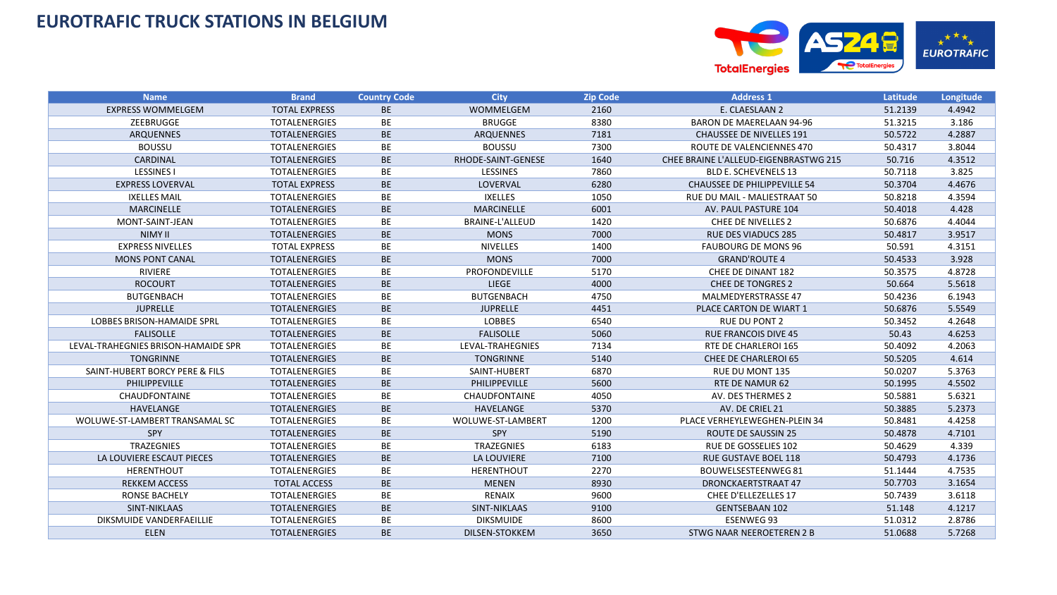# EUROTRAFIC TRUCK STATIONS IN BELGIUM

| Name | Brand | Country Code | City | Zip Code | Address 1 | Latitude | Longitude |
|---|---|---|---|---|---|---|---|
| EXPRESS WOMMELGEM | TOTAL EXPRESS | BE | WOMMELGEM | 2160 | E. CLAESLAAN 2 | 51.2139 | 4.4942 |
| ZEEBRUGGE | TOTALENERGIES | BE | BRUGGE | 8380 | BARON DE MAERELAAN 94-96 | 51.3215 | 3.186 |
| ARQUENNES | TOTALENERGIES | BE | ARQUENNES | 7181 | CHAUSSEE DE NIVELLES 191 | 50.5722 | 4.2887 |
| BOUSSU | TOTALENERGIES | BE | BOUSSU | 7300 | ROUTE DE VALENCIENNES 470 | 50.4317 | 3.8044 |
| CARDINAL | TOTALENERGIES | BE | RHODE-SAINT-GENESE | 1640 | CHEE BRAINE L'ALLEUD-EIGENBRASTWG 215 | 50.716 | 4.3512 |
| LESSINES I | TOTALENERGIES | BE | LESSINES | 7860 | BLD E. SCHEVENELS 13 | 50.7118 | 3.825 |
| EXPRESS LOVERVAL | TOTAL EXPRESS | BE | LOVERVAL | 6280 | CHAUSSEE DE PHILIPPEVILLE 54 | 50.3704 | 4.4676 |
| IXELLES MAIL | TOTALENERGIES | BE | IXELLES | 1050 | RUE DU MAIL - MALIESTRAAT 50 | 50.8218 | 4.3594 |
| MARCINELLE | TOTALENERGIES | BE | MARCINELLE | 6001 | AV. PAUL PASTURE 104 | 50.4018 | 4.428 |
| MONT-SAINT-JEAN | TOTALENERGIES | BE | BRAINE-L'ALLEUD | 1420 | CHEE DE NIVELLES 2 | 50.6876 | 4.4044 |
| NIMY II | TOTALENERGIES | BE | MONS | 7000 | RUE DES VIADUCS 285 | 50.4817 | 3.9517 |
| EXPRESS NIVELLES | TOTAL EXPRESS | BE | NIVELLES | 1400 | FAUBOURG DE MONS 96 | 50.591 | 4.3151 |
| MONS PONT CANAL | TOTALENERGIES | BE | MONS | 7000 | GRAND'ROUTE 4 | 50.4533 | 3.928 |
| RIVIERE | TOTALENERGIES | BE | PROFONDEVILLE | 5170 | CHEE DE DINANT 182 | 50.3575 | 4.8728 |
| ROCOURT | TOTALENERGIES | BE | LIEGE | 4000 | CHEE DE TONGRES 2 | 50.664 | 5.5618 |
| BUTGENBACH | TOTALENERGIES | BE | BUTGENBACH | 4750 | MALMEDYERSTRASSE 47 | 50.4236 | 6.1943 |
| JUPRELLE | TOTALENERGIES | BE | JUPRELLE | 4451 | PLACE CARTON DE WIART 1 | 50.6876 | 5.5549 |
| LOBBES BRISON-HAMAIDE SPRL | TOTALENERGIES | BE | LOBBES | 6540 | RUE DU PONT 2 | 50.3452 | 4.2648 |
| FALISOLLE | TOTALENERGIES | BE | FALISOLLE | 5060 | RUE FRANCOIS DIVE 45 | 50.43 | 4.6253 |
| LEVAL-TRAHEGNIES BRISON-HAMAIDE SPR | TOTALENERGIES | BE | LEVAL-TRAHEGNIES | 7134 | RTE DE CHARLEROI 165 | 50.4092 | 4.2063 |
| TONGRINNE | TOTALENERGIES | BE | TONGRINNE | 5140 | CHEE DE CHARLEROI 65 | 50.5205 | 4.614 |
| SAINT-HUBERT BORCY PERE & FILS | TOTALENERGIES | BE | SAINT-HUBERT | 6870 | RUE DU MONT 135 | 50.0207 | 5.3763 |
| PHILIPPEVILLE | TOTALENERGIES | BE | PHILIPPEVILLE | 5600 | RTE DE NAMUR 62 | 50.1995 | 4.5502 |
| CHAUDFONTAINE | TOTALENERGIES | BE | CHAUDFONTAINE | 4050 | AV. DES THERMES 2 | 50.5881 | 5.6321 |
| HAVELANGE | TOTALENERGIES | BE | HAVELANGE | 5370 | AV. DE CRIEL 21 | 50.3885 | 5.2373 |
| WOLUWE-ST-LAMBERT TRANSAMAL SC | TOTALENERGIES | BE | WOLUWE-ST-LAMBERT | 1200 | PLACE VERHEYLEWEGHEN-PLEIN 34 | 50.8481 | 4.4258 |
| SPY | TOTALENERGIES | BE | SPY | 5190 | ROUTE DE SAUSSIN 25 | 50.4878 | 4.7101 |
| TRAZEGNIES | TOTALENERGIES | BE | TRAZEGNIES | 6183 | RUE DE GOSSELIES 102 | 50.4629 | 4.339 |
| LA LOUVIERE ESCAUT PIECES | TOTALENERGIES | BE | LA LOUVIERE | 7100 | RUE GUSTAVE BOEL 118 | 50.4793 | 4.1736 |
| HERENTHOUT | TOTALENERGIES | BE | HERENTHOUT | 2270 | BOUWELSESTEENWEG 81 | 51.1444 | 4.7535 |
| REKKEM ACCESS | TOTAL ACCESS | BE | MENEN | 8930 | DRONCKAERTSTRAAT 47 | 50.7703 | 3.1654 |
| RONSE BACHELY | TOTALENERGIES | BE | RENAIX | 9600 | CHEE D'ELLEZELLES 17 | 50.7439 | 3.6118 |
| SINT-NIKLAAS | TOTALENERGIES | BE | SINT-NIKLAAS | 9100 | GENTSEBAAN 102 | 51.148 | 4.1217 |
| DIKSMUIDE VANDERFAEILLIE | TOTALENERGIES | BE | DIKSMUIDE | 8600 | ESENWEG 93 | 51.0312 | 2.8786 |
| ELEN | TOTALENERGIES | BE | DILSEN-STOKKEM | 3650 | STWG NAAR NEEROETEREN 2 B | 51.0688 | 5.7268 |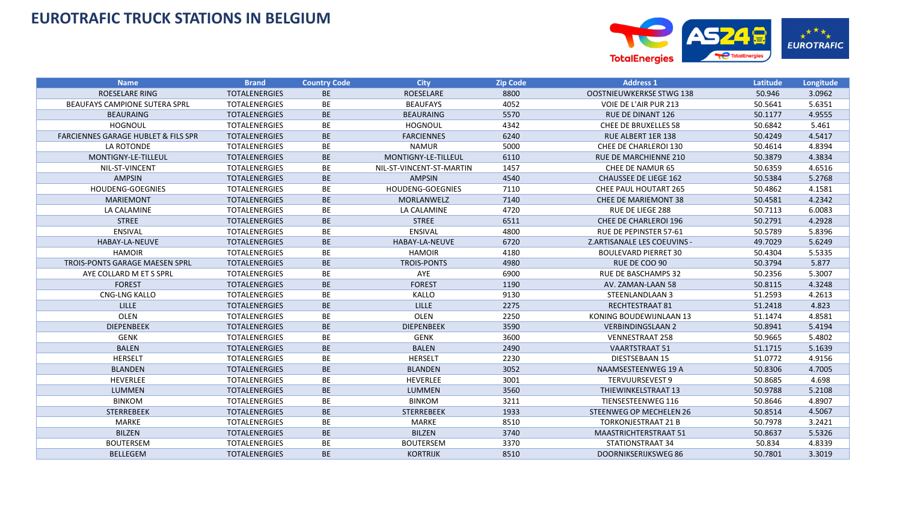# EUROTRAFIC TRUCK STATIONS IN BELGIUM

| Name | Brand | Country Code | City | Zip Code | Address 1 | Latitude | Longitude |
|---|---|---|---|---|---|---|---|
| ROESELARE RING | TOTALENERGIES | BE | ROESELARE | 8800 | OOSTNIEUWKERKSE STWG 138 | 50.946 | 3.0962 |
| BEAUFAYS CAMPIONE SUTERA SPRL | TOTALENERGIES | BE | BEAUFAYS | 4052 | VOIE DE L'AIR PUR 213 | 50.5641 | 5.6351 |
| BEAURAING | TOTALENERGIES | BE | BEAURAING | 5570 | RUE DE DINANT 126 | 50.1177 | 4.9555 |
| HOGNOUL | TOTALENERGIES | BE | HOGNOUL | 4342 | CHEE DE BRUXELLES 58 | 50.6842 | 5.461 |
| FARCIENNES GARAGE HUBLET & FILS SPR | TOTALENERGIES | BE | FARCIENNES | 6240 | RUE ALBERT 1ER 138 | 50.4249 | 4.5417 |
| LA ROTONDE | TOTALENERGIES | BE | NAMUR | 5000 | CHEE DE CHARLEROI 130 | 50.4614 | 4.8394 |
| MONTIGNY-LE-TILLEUL | TOTALENERGIES | BE | MONTIGNY-LE-TILLEUL | 6110 | RUE DE MARCHIENNE 210 | 50.3879 | 4.3834 |
| NIL-ST-VINCENT | TOTALENERGIES | BE | NIL-ST-VINCENT-ST-MARTIN | 1457 | CHEE DE NAMUR 65 | 50.6359 | 4.6516 |
| AMPSIN | TOTALENERGIES | BE | AMPSIN | 4540 | CHAUSSEE DE LIEGE 162 | 50.5384 | 5.2768 |
| HOUDENG-GOEGNIES | TOTALENERGIES | BE | HOUDENG-GOEGNIES | 7110 | CHEE PAUL HOUTART 265 | 50.4862 | 4.1581 |
| MARIEMONT | TOTALENERGIES | BE | MORLANWELZ | 7140 | CHEE DE MARIEMONT 38 | 50.4581 | 4.2342 |
| LA CALAMINE | TOTALENERGIES | BE | LA CALAMINE | 4720 | RUE DE LIEGE 288 | 50.7113 | 6.0083 |
| STREE | TOTALENERGIES | BE | STREE | 6511 | CHEE DE CHARLEROI 196 | 50.2791 | 4.2928 |
| ENSIVAL | TOTALENERGIES | BE | ENSIVAL | 4800 | RUE DE PEPINSTER 57-61 | 50.5789 | 5.8396 |
| HABAY-LA-NEUVE | TOTALENERGIES | BE | HABAY-LA-NEUVE | 6720 | Z.ARTISANALE LES COEUVINS - | 49.7029 | 5.6249 |
| HAMOIR | TOTALENERGIES | BE | HAMOIR | 4180 | BOULEVARD PIERRET 30 | 50.4304 | 5.5335 |
| TROIS-PONTS GARAGE MAESEN SPRL | TOTALENERGIES | BE | TROIS-PONTS | 4980 | RUE DE COO 90 | 50.3794 | 5.877 |
| AYE COLLARD M ET S SPRL | TOTALENERGIES | BE | AYE | 6900 | RUE DE BASCHAMPS 32 | 50.2356 | 5.3007 |
| FOREST | TOTALENERGIES | BE | FOREST | 1190 | AV. ZAMAN-LAAN 58 | 50.8115 | 4.3248 |
| CNG-LNG KALLO | TOTALENERGIES | BE | KALLO | 9130 | STEENLANDLAAN 3 | 51.2593 | 4.2613 |
| LILLE | TOTALENERGIES | BE | LILLE | 2275 | RECHTESTRAAT 81 | 51.2418 | 4.823 |
| OLEN | TOTALENERGIES | BE | OLEN | 2250 | KONING BOUDEWIJNLAAN 13 | 51.1474 | 4.8581 |
| DIEPENBEEK | TOTALENERGIES | BE | DIEPENBEEK | 3590 | VERBINDINGSLAAN 2 | 50.8941 | 5.4194 |
| GENK | TOTALENERGIES | BE | GENK | 3600 | VENNESTRAAT 258 | 50.9665 | 5.4802 |
| BALEN | TOTALENERGIES | BE | BALEN | 2490 | VAARTSTRAAT 51 | 51.1715 | 5.1639 |
| HERSELT | TOTALENERGIES | BE | HERSELT | 2230 | DIESTSEBAAN 15 | 51.0772 | 4.9156 |
| BLANDEN | TOTALENERGIES | BE | BLANDEN | 3052 | NAAMSESTEENWEG 19 A | 50.8306 | 4.7005 |
| HEVERLEE | TOTALENERGIES | BE | HEVERLEE | 3001 | TERVUURSEVEST 9 | 50.8685 | 4.698 |
| LUMMEN | TOTALENERGIES | BE | LUMMEN | 3560 | THIEWINKELSTRAAT 13 | 50.9788 | 5.2108 |
| BINKOM | TOTALENERGIES | BE | BINKOM | 3211 | TIENSESTEENWEG 116 | 50.8646 | 4.8907 |
| STERREBEEK | TOTALENERGIES | BE | STERREBEEK | 1933 | STEENWEG OP MECHELEN 26 | 50.8514 | 4.5067 |
| MARKE | TOTALENERGIES | BE | MARKE | 8510 | TORKONJESTRAAT 21 B | 50.7978 | 3.2421 |
| BILZEN | TOTALENERGIES | BE | BILZEN | 3740 | MAASTRICHTERSTRAAT 51 | 50.8637 | 5.5326 |
| BOUTERSEM | TOTALENERGIES | BE | BOUTERSEM | 3370 | STATIONSTRAAT 34 | 50.834 | 4.8339 |
| BELLEGEM | TOTALENERGIES | BE | KORTRIJK | 8510 | DOORNIKSERIJKSWEG 86 | 50.7801 | 3.3019 |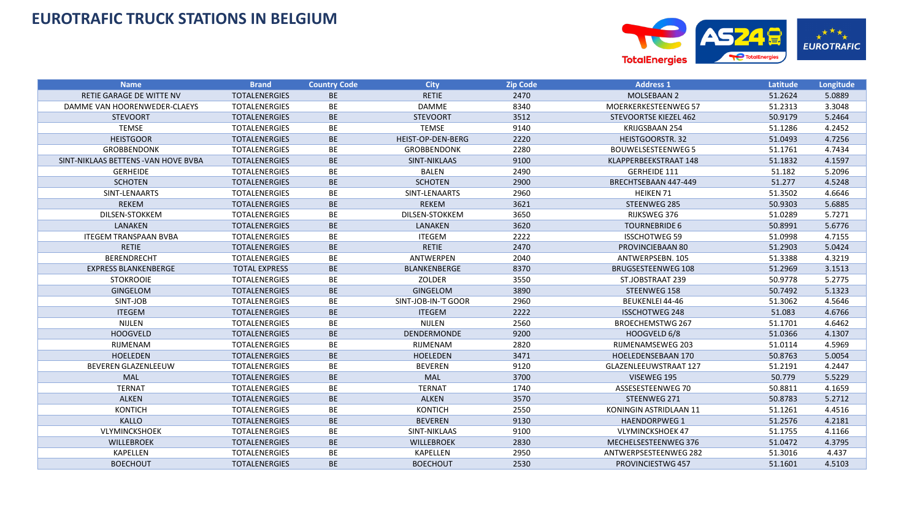# EUROTRAFIC TRUCK STATIONS IN BELGIUM

| Name | Brand | Country Code | City | Zip Code | Address 1 | Latitude | Longitude |
|---|---|---|---|---|---|---|---|
| RETIE GARAGE DE WITTE NV | TOTALENERGIES | BE | RETIE | 2470 | MOLSEBAAN 2 | 51.2624 | 5.0889 |
| DAMME VAN HOORENWEDER-CLAEYS | TOTALENERGIES | BE | DAMME | 8340 | MOERKERKESTEENWEG 57 | 51.2313 | 3.3048 |
| STEVOORT | TOTALENERGIES | BE | STEVOORT | 3512 | STEVOORTSE KIEZEL 462 | 50.9179 | 5.2464 |
| TEMSE | TOTALENERGIES | BE | TEMSE | 9140 | KRIJGSBAAN 254 | 51.1286 | 4.2452 |
| HEISTGOOR | TOTALENERGIES | BE | HEIST-OP-DEN-BERG | 2220 | HEISTGOORSTR. 32 | 51.0493 | 4.7256 |
| GROBBENDONK | TOTALENERGIES | BE | GROBBENDONK | 2280 | BOUWELSESTEENWEG 5 | 51.1761 | 4.7434 |
| SINT-NIKLAAS BETTENS -VAN HOVE BVBA | TOTALENERGIES | BE | SINT-NIKLAAS | 9100 | KLAPPERBEEKSTRAAT 148 | 51.1832 | 4.1597 |
| GERHEIDE | TOTALENERGIES | BE | BALEN | 2490 | GERHEIDE 111 | 51.182 | 5.2096 |
| SCHOTEN | TOTALENERGIES | BE | SCHOTEN | 2900 | BRECHTSEBAAN 447-449 | 51.277 | 4.5248 |
| SINT-LENAARTS | TOTALENERGIES | BE | SINT-LENAARTS | 2960 | HEIKEN 71 | 51.3502 | 4.6646 |
| REKEM | TOTALENERGIES | BE | REKEM | 3621 | STEENWEG 285 | 50.9303 | 5.6885 |
| DILSEN-STOKKEM | TOTALENERGIES | BE | DILSEN-STOKKEM | 3650 | RIJKSWEG 376 | 51.0289 | 5.7271 |
| LANAKEN | TOTALENERGIES | BE | LANAKEN | 3620 | TOURNEBRIDE 6 | 50.8991 | 5.6776 |
| ITEGEM TRANSPAAN BVBA | TOTALENERGIES | BE | ITEGEM | 2222 | ISSCHOTWEG 59 | 51.0998 | 4.7155 |
| RETIE | TOTALENERGIES | BE | RETIE | 2470 | PROVINCIEBAAN 80 | 51.2903 | 5.0424 |
| BERENDRECHT | TOTALENERGIES | BE | ANTWERPEN | 2040 | ANTWERPSEBN. 105 | 51.3388 | 4.3219 |
| EXPRESS BLANKENBERGE | TOTAL EXPRESS | BE | BLANKENBERGE | 8370 | BRUGSESTEENWEG 108 | 51.2969 | 3.1513 |
| STOKROOIE | TOTALENERGIES | BE | ZOLDER | 3550 | ST.JOBSTRAAT 239 | 50.9778 | 5.2775 |
| GINGELOM | TOTALENERGIES | BE | GINGELOM | 3890 | STEENWEG 158 | 50.7492 | 5.1323 |
| SINT-JOB | TOTALENERGIES | BE | SINT-JOB-IN-'T GOOR | 2960 | BEUKENLEI 44-46 | 51.3062 | 4.5646 |
| ITEGEM | TOTALENERGIES | BE | ITEGEM | 2222 | ISSCHOTWEG 248 | 51.083 | 4.6766 |
| NIJLEN | TOTALENERGIES | BE | NIJLEN | 2560 | BROECHEMSTWG 267 | 51.1701 | 4.6462 |
| HOOGVELD | TOTALENERGIES | BE | DENDERMONDE | 9200 | HOOGVELD 6/8 | 51.0366 | 4.1307 |
| RIJMENAM | TOTALENERGIES | BE | RIJMENAM | 2820 | RIJMENAMSEWEG 203 | 51.0114 | 4.5969 |
| HOELEDEN | TOTALENERGIES | BE | HOELEDEN | 3471 | HOELEDENSEBAAN 170 | 50.8763 | 5.0054 |
| BEVEREN GLAZENLEEUW | TOTALENERGIES | BE | BEVEREN | 9120 | GLAZENLEEUWSTRAAT 127 | 51.2191 | 4.2447 |
| MAL | TOTALENERGIES | BE | MAL | 3700 | VISEWEG 195 | 50.779 | 5.5229 |
| TERNAT | TOTALENERGIES | BE | TERNAT | 1740 | ASSESESTEENWEG 70 | 50.8811 | 4.1659 |
| ALKEN | TOTALENERGIES | BE | ALKEN | 3570 | STEENWEG 271 | 50.8783 | 5.2712 |
| KONTICH | TOTALENERGIES | BE | KONTICH | 2550 | KONINGIN ASTRIDLAAN 11 | 51.1261 | 4.4516 |
| KALLO | TOTALENERGIES | BE | BEVEREN | 9130 | HAENDORPWEG 1 | 51.2576 | 4.2181 |
| VLYMINCKSHOEK | TOTALENERGIES | BE | SINT-NIKLAAS | 9100 | VLYMINCKSHOEK 47 | 51.1755 | 4.1166 |
| WILLEBROEK | TOTALENERGIES | BE | WILLEBROEK | 2830 | MECHELSESTEENWEG 376 | 51.0472 | 4.3795 |
| KAPELLEN | TOTALENERGIES | BE | KAPELLEN | 2950 | ANTWERPSESTEENWEG 282 | 51.3016 | 4.437 |
| BOECHOUT | TOTALENERGIES | BE | BOECHOUT | 2530 | PROVINCIESTWG 457 | 51.1601 | 4.5103 |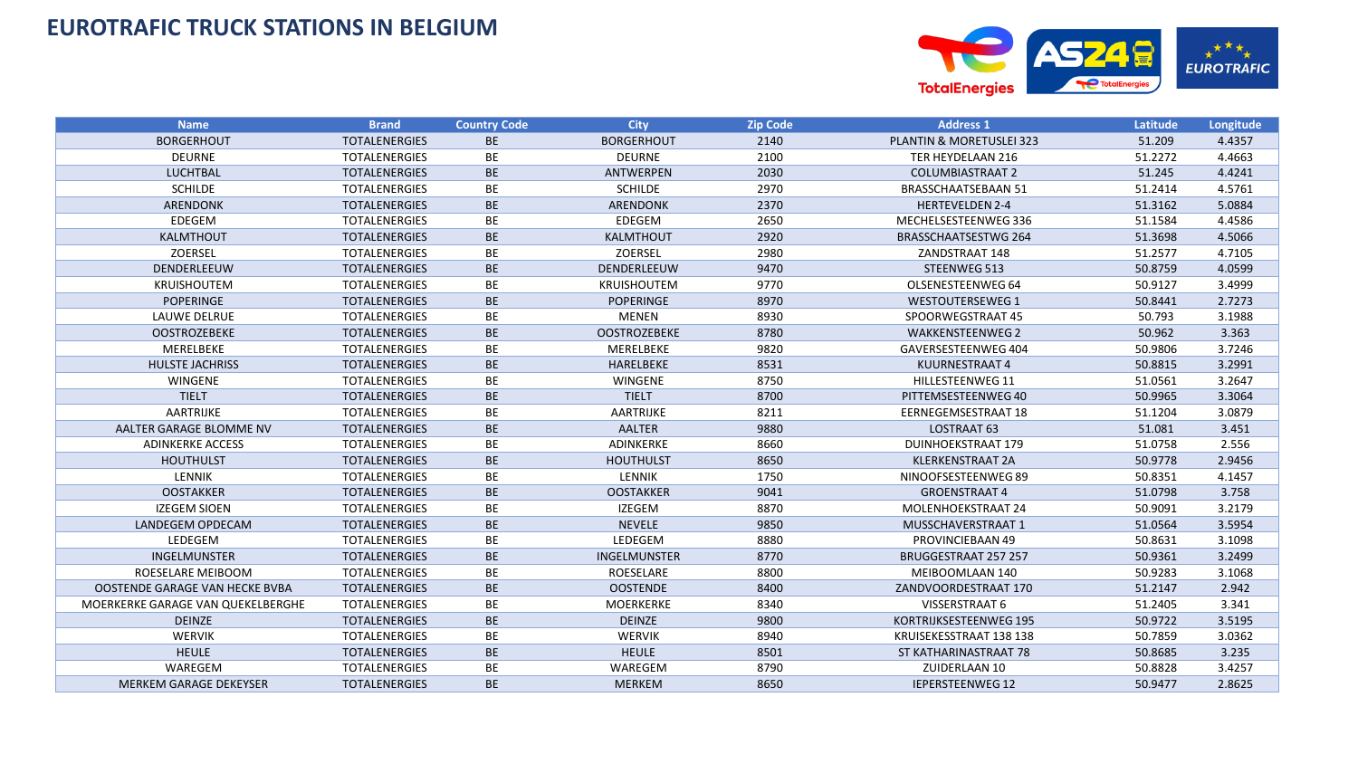# EUROTRAFIC TRUCK STATIONS IN BELGIUM

| Name | Brand | Country Code | City | Zip Code | Address 1 | Latitude | Longitude |
|---|---|---|---|---|---|---|---|
| BORGERHOUT | TOTALENERGIES | BE | BORGERHOUT | 2140 | PLANTIN & MORETUSLEI 323 | 51.209 | 4.4357 |
| DEURNE | TOTALENERGIES | BE | DEURNE | 2100 | TER HEYDELAAN 216 | 51.2272 | 4.4663 |
| LUCHTBAL | TOTALENERGIES | BE | ANTWERPEN | 2030 | COLUMBIASTRAAT 2 | 51.245 | 4.4241 |
| SCHILDE | TOTALENERGIES | BE | SCHILDE | 2970 | BRASSCHAATSEBAAN 51 | 51.2414 | 4.5761 |
| ARENDONK | TOTALENERGIES | BE | ARENDONK | 2370 | HERTEVELDEN 2-4 | 51.3162 | 5.0884 |
| EDEGEM | TOTALENERGIES | BE | EDEGEM | 2650 | MECHELSESTEENWEG 336 | 51.1584 | 4.4586 |
| KALMTHOUT | TOTALENERGIES | BE | KALMTHOUT | 2920 | BRASSCHAATSESTWG 264 | 51.3698 | 4.5066 |
| ZOERSEL | TOTALENERGIES | BE | ZOERSEL | 2980 | ZANDSTRAAT 148 | 51.2577 | 4.7105 |
| DENDERLEEUW | TOTALENERGIES | BE | DENDERLEEUW | 9470 | STEENWEG 513 | 50.8759 | 4.0599 |
| KRUISHOUTEM | TOTALENERGIES | BE | KRUISHOUTEM | 9770 | OLSENESTEENWEG 64 | 50.9127 | 3.4999 |
| POPERINGE | TOTALENERGIES | BE | POPERINGE | 8970 | WESTOUTERSEWEG 1 | 50.8441 | 2.7273 |
| LAUWE DELRUE | TOTALENERGIES | BE | MENEN | 8930 | SPOORWEGSTRAAT 45 | 50.793 | 3.1988 |
| OOSTROZEBEKE | TOTALENERGIES | BE | OOSTROZEBEKE | 8780 | WAKKENSTEENWEG 2 | 50.962 | 3.363 |
| MERELBEKE | TOTALENERGIES | BE | MERELBEKE | 9820 | GAVERSESTEENWEG 404 | 50.9806 | 3.7246 |
| HULSTE JACHRISS | TOTALENERGIES | BE | HARELBEKE | 8531 | KUURNESTRAAT 4 | 50.8815 | 3.2991 |
| WINGENE | TOTALENERGIES | BE | WINGENE | 8750 | HILLESTEENWEG 11 | 51.0561 | 3.2647 |
| TIELT | TOTALENERGIES | BE | TIELT | 8700 | PITTEMSESTEENWEG 40 | 50.9965 | 3.3064 |
| AARTRIJKE | TOTALENERGIES | BE | AARTRIJKE | 8211 | EERNEGEMSESTRAAT 18 | 51.1204 | 3.0879 |
| AALTER GARAGE BLOMME NV | TOTALENERGIES | BE | AALTER | 9880 | LOSTRAAT 63 | 51.081 | 3.451 |
| ADINKERKE ACCESS | TOTALENERGIES | BE | ADINKERKE | 8660 | DUINHOEKSTRAAT 179 | 51.0758 | 2.556 |
| HOUTHULST | TOTALENERGIES | BE | HOUTHULST | 8650 | KLERKENSTRAAT 2A | 50.9778 | 2.9456 |
| LENNIK | TOTALENERGIES | BE | LENNIK | 1750 | NINOOFSESTEENWEG 89 | 50.8351 | 4.1457 |
| OOSTAKKER | TOTALENERGIES | BE | OOSTAKKER | 9041 | GROENSTRAAT 4 | 51.0798 | 3.758 |
| IZEGEM SIOEN | TOTALENERGIES | BE | IZEGEM | 8870 | MOLENHOEKSTRAAT 24 | 50.9091 | 3.2179 |
| LANDEGEM OPDECAM | TOTALENERGIES | BE | NEVELE | 9850 | MUSSCHAVERSTRAAT 1 | 51.0564 | 3.5954 |
| LEDEGEM | TOTALENERGIES | BE | LEDEGEM | 8880 | PROVINCIEBAAN 49 | 50.8631 | 3.1098 |
| INGELMUNSTER | TOTALENERGIES | BE | INGELMUNSTER | 8770 | BRUGGESTRAAT 257 257 | 50.9361 | 3.2499 |
| ROESELARE MEIBOOM | TOTALENERGIES | BE | ROESELARE | 8800 | MEIBOOMLAAN 140 | 50.9283 | 3.1068 |
| OOSTENDE GARAGE VAN HECKE BVBA | TOTALENERGIES | BE | OOSTENDE | 8400 | ZANDVOORDESTRAAT 170 | 51.2147 | 2.942 |
| MOERKERKE GARAGE VAN QUEKELBERGHE | TOTALENERGIES | BE | MOERKERKE | 8340 | VISSERSTRAAT 6 | 51.2405 | 3.341 |
| DEINZE | TOTALENERGIES | BE | DEINZE | 9800 | KORTRIJKSESTEENWEG 195 | 50.9722 | 3.5195 |
| WERVIK | TOTALENERGIES | BE | WERVIK | 8940 | KRUISEKESSTRAAT 138 138 | 50.7859 | 3.0362 |
| HEULE | TOTALENERGIES | BE | HEULE | 8501 | ST KATHARINASTRAAT 78 | 50.8685 | 3.235 |
| WAREGEM | TOTALENERGIES | BE | WAREGEM | 8790 | ZUIDERLAAN 10 | 50.8828 | 3.4257 |
| MERKEM GARAGE DEKEYSER | TOTALENERGIES | BE | MERKEM | 8650 | IEPERSTEENWEG 12 | 50.9477 | 2.8625 |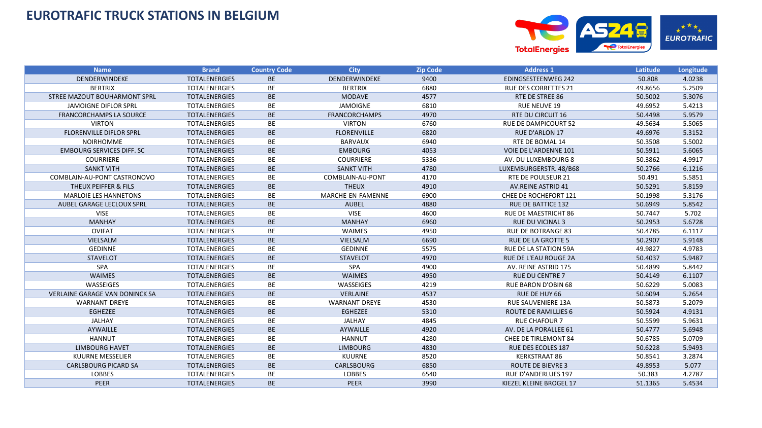# EUROTRAFIC TRUCK STATIONS IN BELGIUM

| Name | Brand | Country Code | City | Zip Code | Address 1 | Latitude | Longitude |
|---|---|---|---|---|---|---|---|
| DENDERWINDEKE | TOTALENERGIES | BE | DENDERWINDEKE | 9400 | EDINGSESTEENWEG 242 | 50.808 | 4.0238 |
| BERTRIX | TOTALENERGIES | BE | BERTRIX | 6880 | RUE DES CORRETTES 21 | 49.8656 | 5.2509 |
| STREE MAZOUT BOUHARMONT SPRL | TOTALENERGIES | BE | MODAVE | 4577 | RTE DE STREE 86 | 50.5002 | 5.3076 |
| JAMOIGNE DIFLOR SPRL | TOTALENERGIES | BE | JAMOIGNE | 6810 | RUE NEUVE 19 | 49.6952 | 5.4213 |
| FRANCORCHAMPS LA SOURCE | TOTALENERGIES | BE | FRANCORCHAMPS | 4970 | RTE DU CIRCUIT 16 | 50.4498 | 5.9579 |
| VIRTON | TOTALENERGIES | BE | VIRTON | 6760 | RUE DE DAMPICOURT 52 | 49.5634 | 5.5065 |
| FLORENVILLE DIFLOR SPRL | TOTALENERGIES | BE | FLORENVILLE | 6820 | RUE D'ARLON 17 | 49.6976 | 5.3152 |
| NOIRHOMME | TOTALENERGIES | BE | BARVAUX | 6940 | RTE DE BOMAL 14 | 50.3508 | 5.5002 |
| EMBOURG SERVICES DIFF. SC | TOTALENERGIES | BE | EMBOURG | 4053 | VOIE DE L'ARDENNE 101 | 50.5911 | 5.6065 |
| COURRIERE | TOTALENERGIES | BE | COURRIERE | 5336 | AV. DU LUXEMBOURG 8 | 50.3862 | 4.9917 |
| SANKT VITH | TOTALENERGIES | BE | SANKT VITH | 4780 | LUXEMBURGERSTR. 48/B68 | 50.2766 | 6.1216 |
| COMBLAIN-AU-PONT CASTRONOVO | TOTALENERGIES | BE | COMBLAIN-AU-PONT | 4170 | RTE DE POULSEUR 21 | 50.491 | 5.5851 |
| THEUX PEIFFER & FILS | TOTALENERGIES | BE | THEUX | 4910 | AV.REINE ASTRID 41 | 50.5291 | 5.8159 |
| MARLOIE LES HANNETONS | TOTALENERGIES | BE | MARCHE-EN-FAMENNE | 6900 | CHEE DE ROCHEFORT 121 | 50.1998 | 5.3176 |
| AUBEL GARAGE LECLOUX SPRL | TOTALENERGIES | BE | AUBEL | 4880 | RUE DE BATTICE 132 | 50.6949 | 5.8542 |
| VISE | TOTALENERGIES | BE | VISE | 4600 | RUE DE MAESTRICHT 86 | 50.7447 | 5.702 |
| MANHAY | TOTALENERGIES | BE | MANHAY | 6960 | RUE DU VICINAL 3 | 50.2953 | 5.6728 |
| OVIFAT | TOTALENERGIES | BE | WAIMES | 4950 | RUE DE BOTRANGE 83 | 50.4785 | 6.1117 |
| VIELSALM | TOTALENERGIES | BE | VIELSALM | 6690 | RUE DE LA GROTTE 5 | 50.2907 | 5.9148 |
| GEDINNE | TOTALENERGIES | BE | GEDINNE | 5575 | RUE DE LA STATION 59A | 49.9827 | 4.9783 |
| STAVELOT | TOTALENERGIES | BE | STAVELOT | 4970 | RUE DE L'EAU ROUGE 2A | 50.4037 | 5.9487 |
| SPA | TOTALENERGIES | BE | SPA | 4900 | AV. REINE ASTRID 175 | 50.4899 | 5.8442 |
| WAIMES | TOTALENERGIES | BE | WAIMES | 4950 | RUE DU CENTRE 7 | 50.4149 | 6.1107 |
| WASSEIGES | TOTALENERGIES | BE | WASSEIGES | 4219 | RUE BARON D'OBIN 68 | 50.6229 | 5.0083 |
| VERLAINE GARAGE VAN DONINCK SA | TOTALENERGIES | BE | VERLAINE | 4537 | RUE DE HUY 66 | 50.6094 | 5.2654 |
| WARNANT-DREYE | TOTALENERGIES | BE | WARNANT-DREYE | 4530 | RUE SAUVENIERE 13A | 50.5873 | 5.2079 |
| EGHEZEE | TOTALENERGIES | BE | EGHEZEE | 5310 | ROUTE DE RAMILLIES 6 | 50.5924 | 4.9131 |
| JALHAY | TOTALENERGIES | BE | JALHAY | 4845 | RUE CHAFOUR 7 | 50.5599 | 5.9631 |
| AYWAILLE | TOTALENERGIES | BE | AYWAILLE | 4920 | AV. DE LA PORALLEE 61 | 50.4777 | 5.6948 |
| HANNUT | TOTALENERGIES | BE | HANNUT | 4280 | CHEE DE TIRLEMONT 84 | 50.6785 | 5.0709 |
| LIMBOURG HAVET | TOTALENERGIES | BE | LIMBOURG | 4830 | RUE DES ECOLES 187 | 50.6228 | 5.9493 |
| KUURNE MESSELIER | TOTALENERGIES | BE | KUURNE | 8520 | KERKSTRAAT 86 | 50.8541 | 3.2874 |
| CARLSBOURG PICARD SA | TOTALENERGIES | BE | CARLSBOURG | 6850 | ROUTE DE BIEVRE 3 | 49.8953 | 5.077 |
| LOBBES | TOTALENERGIES | BE | LOBBES | 6540 | RUE D'ANDERLUES 197 | 50.383 | 4.2787 |
| PEER | TOTALENERGIES | BE | PEER | 3990 | KIEZEL KLEINE BROGEL 17 | 51.1365 | 5.4534 |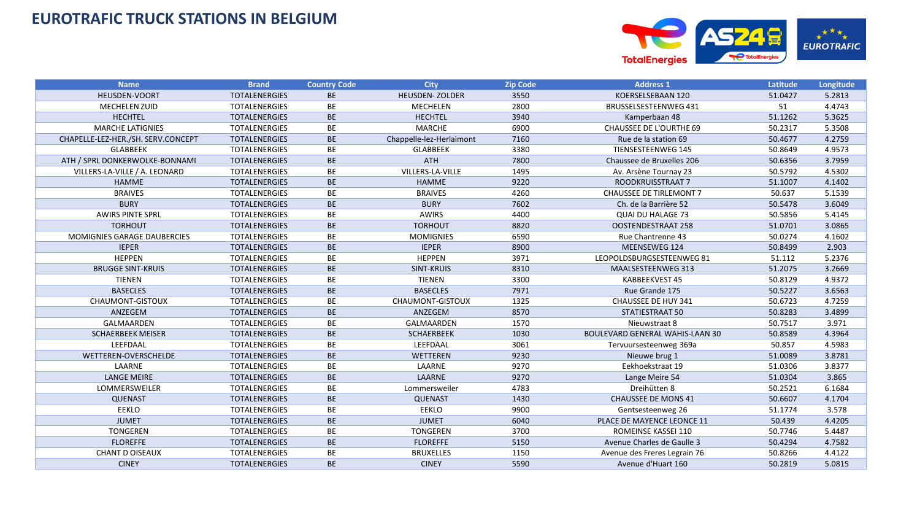# EUROTRAFIC TRUCK STATIONS IN BELGIUM

| Name | Brand | Country Code | City | Zip Code | Address 1 | Latitude | Longitude |
|---|---|---|---|---|---|---|---|
| HEUSDEN-VOORT | TOTALENERGIES | BE | HEUSDEN- ZOLDER | 3550 | KOERSELSEBAAN 120 | 51.0427 | 5.2813 |
| MECHELEN ZUID | TOTALENERGIES | BE | MECHELEN | 2800 | BRUSSELSESTEENWEG 431 | 51 | 4.4743 |
| HECHTEL | TOTALENERGIES | BE | HECHTEL | 3940 | Kamperbaan 48 | 51.1262 | 5.3625 |
| MARCHE LATIGNIES | TOTALENERGIES | BE | MARCHE | 6900 | CHAUSSEE DE L'OURTHE 69 | 50.2317 | 5.3508 |
| CHAPELLE-LEZ-HER./SH. SERV.CONCEPT | TOTALENERGIES | BE | Chappelle-lez-Herlaimont | 7160 | Rue de la station 69 | 50.4677 | 4.2759 |
| GLABBEEK | TOTALENERGIES | BE | GLABBEEK | 3380 | TIENSESTEENWEG 145 | 50.8649 | 4.9573 |
| ATH / SPRL DONKERWOLKE-BONNAMI | TOTALENERGIES | BE | ATH | 7800 | Chaussee de Bruxelles 206 | 50.6356 | 3.7959 |
| VILLERS-LA-VILLE / A. LEONARD | TOTALENERGIES | BE | VILLERS-LA-VILLE | 1495 | Av. Arsène Tournay 23 | 50.5792 | 4.5302 |
| HAMME | TOTALENERGIES | BE | HAMME | 9220 | ROODKRUISSTRAAT 7 | 51.1007 | 4.1402 |
| BRAIVES | TOTALENERGIES | BE | BRAIVES | 4260 | CHAUSSEE DE TIRLEMONT 7 | 50.637 | 5.1539 |
| BURY | TOTALENERGIES | BE | BURY | 7602 | Ch. de la Barrière 52 | 50.5478 | 3.6049 |
| AWIRS PINTE SPRL | TOTALENERGIES | BE | AWIRS | 4400 | QUAI DU HALAGE 73 | 50.5856 | 5.4145 |
| TORHOUT | TOTALENERGIES | BE | TORHOUT | 8820 | OOSTENDESTRAAT 258 | 51.0701 | 3.0865 |
| MOMIGNIES GARAGE DAUBERCIES | TOTALENERGIES | BE | MOMIGNIES | 6590 | Rue Chantrenne 43 | 50.0274 | 4.1602 |
| IEPER | TOTALENERGIES | BE | IEPER | 8900 | MEENSEWEG 124 | 50.8499 | 2.903 |
| HEPPEN | TOTALENERGIES | BE | HEPPEN | 3971 | LEOPOLDSBURGSESTEENWEG 81 | 51.112 | 5.2376 |
| BRUGGE SINT-KRUIS | TOTALENERGIES | BE | SINT-KRUIS | 8310 | MAALSESTEENWEG 313 | 51.2075 | 3.2669 |
| TIENEN | TOTALENERGIES | BE | TIENEN | 3300 | KABBEEKVEST 45 | 50.8129 | 4.9372 |
| BASECLES | TOTALENERGIES | BE | BASECLES | 7971 | Rue Grande 175 | 50.5227 | 3.6563 |
| CHAUMONT-GISTOUX | TOTALENERGIES | BE | CHAUMONT-GISTOUX | 1325 | CHAUSSEE DE HUY 341 | 50.6723 | 4.7259 |
| ANZEGEM | TOTALENERGIES | BE | ANZEGEM | 8570 | STATIESTRAAT 50 | 50.8283 | 3.4899 |
| GALMAARDEN | TOTALENERGIES | BE | GALMAARDEN | 1570 | Nieuwstraat 8 | 50.7517 | 3.971 |
| SCHAERBEEK MEISER | TOTALENERGIES | BE | SCHAERBEEK | 1030 | BOULEVARD GENERAL WAHIS-LAAN 30 | 50.8589 | 4.3964 |
| LEEFDAAL | TOTALENERGIES | BE | LEEFDAAL | 3061 | Tervuursesteenweg 369a | 50.857 | 4.5983 |
| WETTEREN-OVERSCHELDE | TOTALENERGIES | BE | WETTEREN | 9230 | Nieuwe brug 1 | 51.0089 | 3.8781 |
| LAARNE | TOTALENERGIES | BE | LAARNE | 9270 | Eekhoekstraat 19 | 51.0306 | 3.8377 |
| LANGE MEIRE | TOTALENERGIES | BE | LAARNE | 9270 | Lange Meire 54 | 51.0304 | 3.865 |
| LOMMERSWEILER | TOTALENERGIES | BE | Lommersweiler | 4783 | Dreihütten 8 | 50.2521 | 6.1684 |
| QUENAST | TOTALENERGIES | BE | QUENAST | 1430 | CHAUSSEE DE MONS 41 | 50.6607 | 4.1704 |
| EEKLO | TOTALENERGIES | BE | EEKLO | 9900 | Gentsesteenweg 26 | 51.1774 | 3.578 |
| JUMET | TOTALENERGIES | BE | JUMET | 6040 | PLACE DE MAYENCE LEONCE 11 | 50.439 | 4.4205 |
| TONGEREN | TOTALENERGIES | BE | TONGEREN | 3700 | ROMEINSE KASSEI 110 | 50.7746 | 5.4487 |
| FLOREFFE | TOTALENERGIES | BE | FLOREFFE | 5150 | Avenue Charles de Gaulle 3 | 50.4294 | 4.7582 |
| CHANT D OISEAUX | TOTALENERGIES | BE | BRUXELLES | 1150 | Avenue des Freres Legrain 76 | 50.8266 | 4.4122 |
| CINEY | TOTALENERGIES | BE | CINEY | 5590 | Avenue d'Huart 160 | 50.2819 | 5.0815 |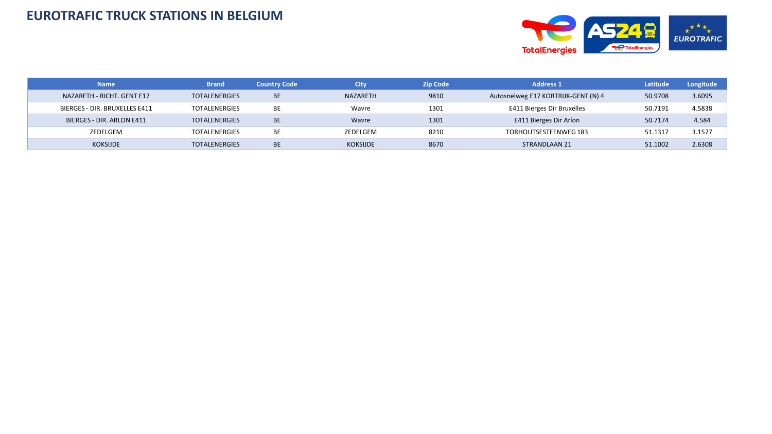# EUROTRAFIC TRUCK STATIONS IN BELGIUM

| Name | Brand | Country Code | City | Zip Code | Address 1 | Latitude | Longitude |
|---|---|---|---|---|---|---|---|
| NAZARETH - RICHT. GENT E17 | TOTALENERGIES | BE | NAZARETH | 9810 | Autosnelweg E17 KORTRIJK-GENT (N) 4 | 50.9708 | 3.6095 |
| BIERGES - DIR. BRUXELLES E411 | TOTALENERGIES | BE | Wavre | 1301 | E411 Bierges Dir Bruxelles | 50.7191 | 4.5838 |
| BIERGES - DIR. ARLON E411 | TOTALENERGIES | BE | Wavre | 1301 | E411 Bierges Dir Arlon | 50.7174 | 4.584 |
| ZEDELGEM | TOTALENERGIES | BE | ZEDELGEM | 8210 | TORHOUTSESTEENWEG 183 | 51.1317 | 3.1577 |
| KOKSIJDE | TOTALENERGIES | BE | KOKSIJDE | 8670 | STRANDLAAN 21 | 51.1002 | 2.6308 |